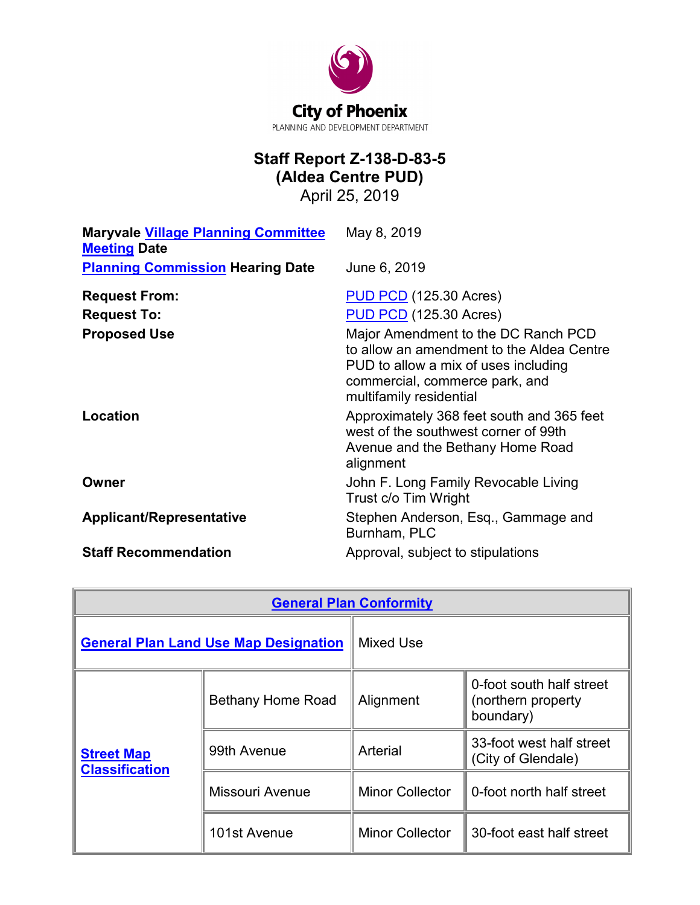City of Phoenix
PLANNING AND DEVELOPMENT DEPARTMENT

# Staff Report Z-138-D-83-5
# (Aldea Centre PUD)

April 25, 2019

| | |
|---|---|
| **Maryvale Village Planning Committee Meeting Date** | May 8, 2019 |
| **Planning Commission Hearing Date** | June 6, 2019 |
| **Request From:** | PUD PCD (125.30 Acres) |
| **Request To:** | PUD PCD (125.30 Acres) |
| **Proposed Use** | Major Amendment to the DC Ranch PCD to allow an amendment to the Aldea Centre PUD to allow a mix of uses including commercial, commerce park, and multifamily residential |
| **Location** | Approximately 368 feet south and 365 feet west of the southwest corner of 99th Avenue and the Bethany Home Road alignment |
| **Owner** | John F. Long Family Revocable Living Trust c/o Tim Wright |
| **Applicant/Representative** | Stephen Anderson, Esq., Gammage and Burnham, PLC |
| **Staff Recommendation** | Approval, subject to stipulations |

| **General Plan Conformity** | | | |
|---|---|---|---|
| **General Plan Land Use Map Designation** | | Mixed Use | |
| **Street Map Classification** | Bethany Home Road | Alignment | 0-foot south half street (northern property boundary) |
| | 99th Avenue | Arterial | 33-foot west half street (City of Glendale) |
| | Missouri Avenue | Minor Collector | 0-foot north half street |
| | 101st Avenue | Minor Collector | 30-foot east half street |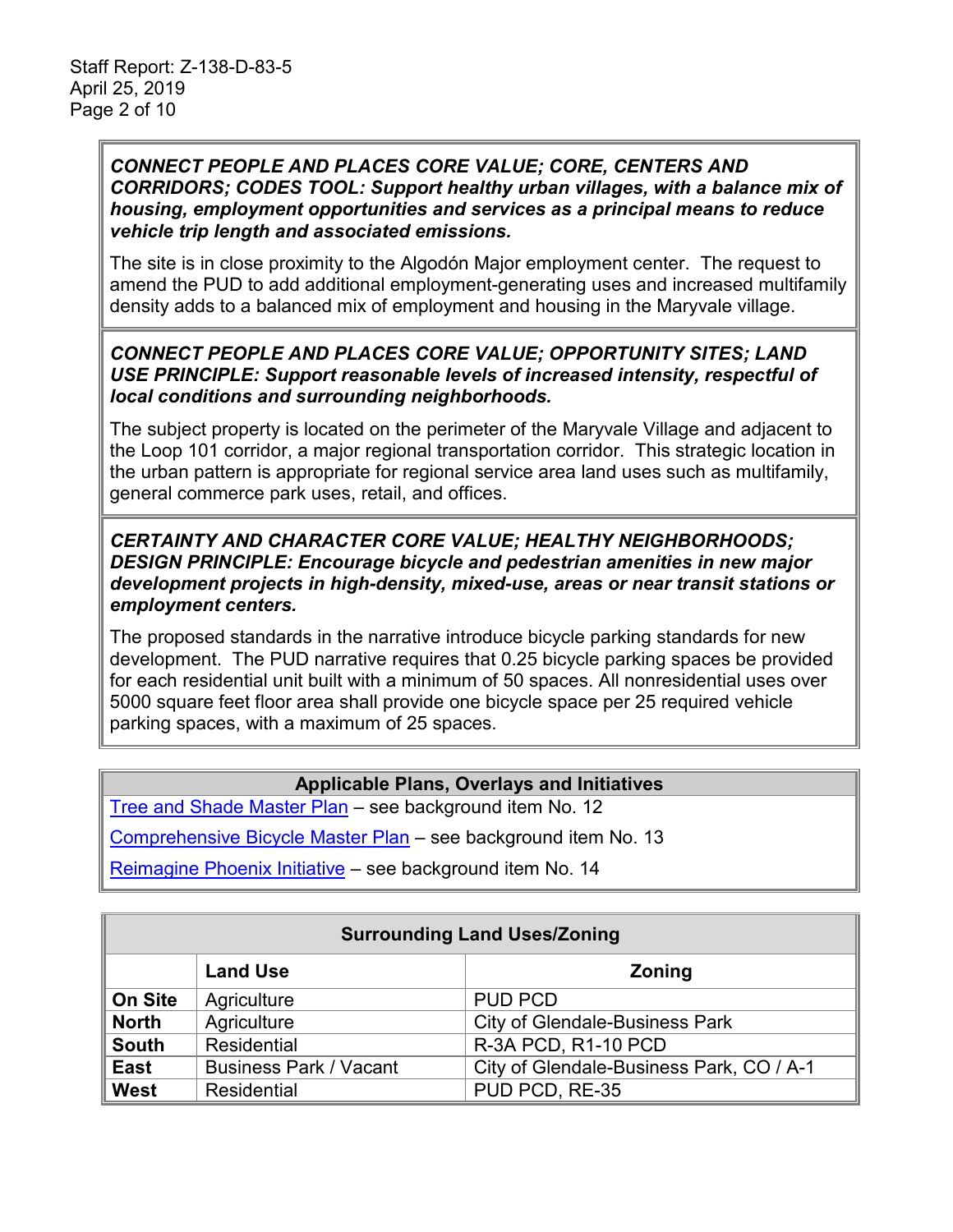***CONNECT PEOPLE AND PLACES CORE VALUE; CORE, CENTERS AND CORRIDORS; CODES TOOL: Support healthy urban villages, with a balance mix of housing, employment opportunities and services as a principal means to reduce vehicle trip length and associated emissions.***

The site is in close proximity to the Algodón Major employment center. The request to amend the PUD to add additional employment-generating uses and increased multifamily density adds to a balanced mix of employment and housing in the Maryvale village.

***CONNECT PEOPLE AND PLACES CORE VALUE; OPPORTUNITY SITES; LAND USE PRINCIPLE: Support reasonable levels of increased intensity, respectful of local conditions and surrounding neighborhoods.***

The subject property is located on the perimeter of the Maryvale Village and adjacent to the Loop 101 corridor, a major regional transportation corridor. This strategic location in the urban pattern is appropriate for regional service area land uses such as multifamily, general commerce park uses, retail, and offices.

***CERTAINTY AND CHARACTER CORE VALUE; HEALTHY NEIGHBORHOODS; DESIGN PRINCIPLE: Encourage bicycle and pedestrian amenities in new major development projects in high-density, mixed-use, areas or near transit stations or employment centers.***

The proposed standards in the narrative introduce bicycle parking standards for new development. The PUD narrative requires that 0.25 bicycle parking spaces be provided for each residential unit built with a minimum of 50 spaces. All nonresidential uses over 5000 square feet floor area shall provide one bicycle space per 25 required vehicle parking spaces, with a maximum of 25 spaces.

| Applicable Plans, Overlays and Initiatives |
|---|
| Tree and Shade Master Plan – see background item No. 12 |
| Comprehensive Bicycle Master Plan – see background item No. 13 |
| Reimagine Phoenix Initiative – see background item No. 14 |

| Surrounding Land Uses/Zoning | | |
|---|---|---|
| | **Land Use** | **Zoning** |
| **On Site** | Agriculture | PUD PCD |
| **North** | Agriculture | City of Glendale-Business Park |
| **South** | Residential | R-3A PCD, R1-10 PCD |
| **East** | Business Park / Vacant | City of Glendale-Business Park, CO / A-1 |
| **West** | Residential | PUD PCD, RE-35 |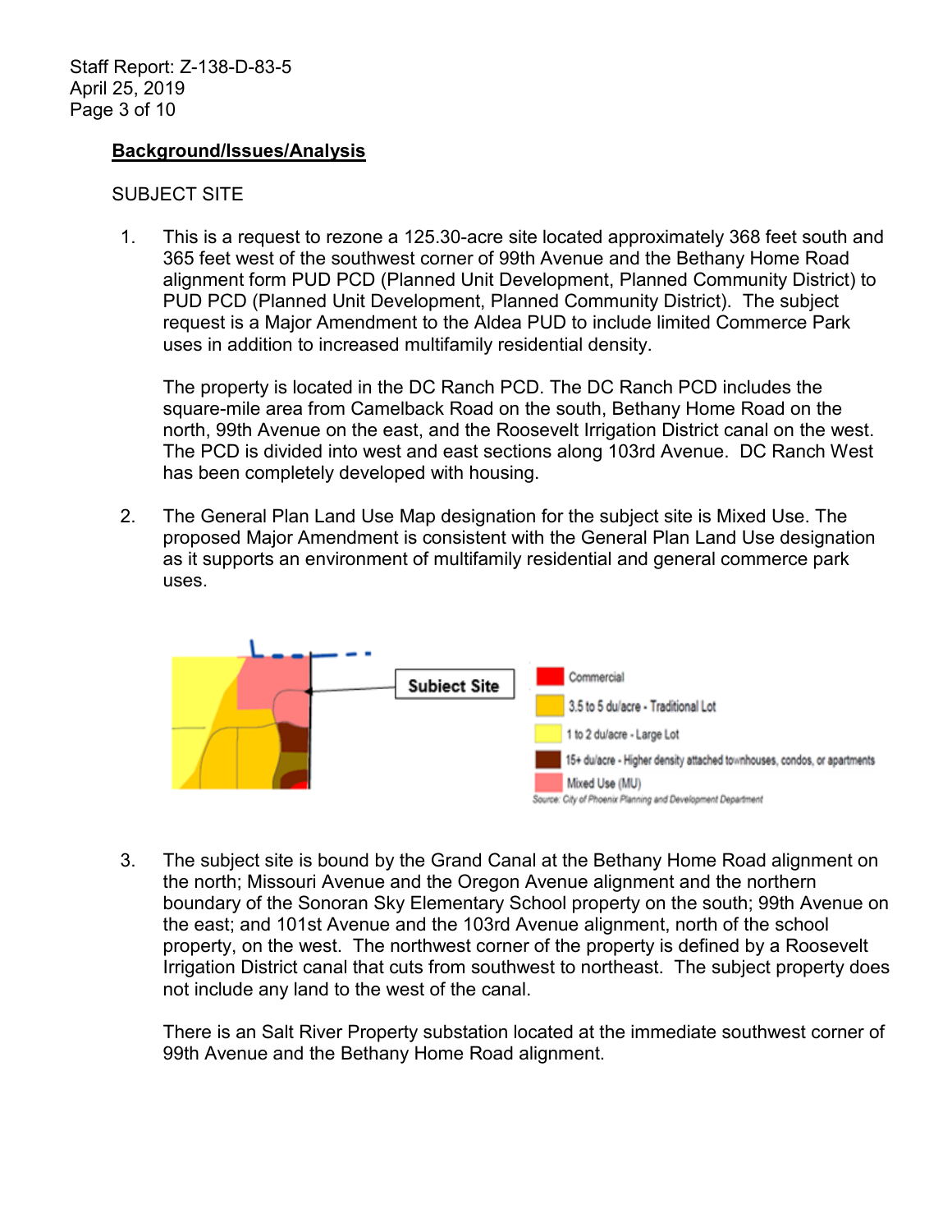## Background/Issues/Analysis

SUBJECT SITE

1. This is a request to rezone a 125.30-acre site located approximately 368 feet south and 365 feet west of the southwest corner of 99th Avenue and the Bethany Home Road alignment form PUD PCD (Planned Unit Development, Planned Community District) to PUD PCD (Planned Unit Development, Planned Community District). The subject request is a Major Amendment to the Aldea PUD to include limited Commerce Park uses in addition to increased multifamily residential density.

   The property is located in the DC Ranch PCD. The DC Ranch PCD includes the square-mile area from Camelback Road on the south, Bethany Home Road on the north, 99th Avenue on the east, and the Roosevelt Irrigation District canal on the west. The PCD is divided into west and east sections along 103rd Avenue. DC Ranch West has been completely developed with housing.

2. The General Plan Land Use Map designation for the subject site is Mixed Use. The proposed Major Amendment is consistent with the General Plan Land Use designation as it supports an environment of multifamily residential and general commerce park uses.

Subject Site

Commercial
3.5 to 5 du/acre - Traditional Lot
1 to 2 du/acre - Large Lot
15+ du/acre - Higher density attached townhouses, condos, or apartments
Mixed Use (MU)

Source: City of Phoenix Planning and Development Department

3. The subject site is bound by the Grand Canal at the Bethany Home Road alignment on the north; Missouri Avenue and the Oregon Avenue alignment and the northern boundary of the Sonoran Sky Elementary School property on the south; 99th Avenue on the east; and 101st Avenue and the 103rd Avenue alignment, north of the school property, on the west. The northwest corner of the property is defined by a Roosevelt Irrigation District canal that cuts from southwest to northeast. The subject property does not include any land to the west of the canal.

   There is an Salt River Property substation located at the immediate southwest corner of 99th Avenue and the Bethany Home Road alignment.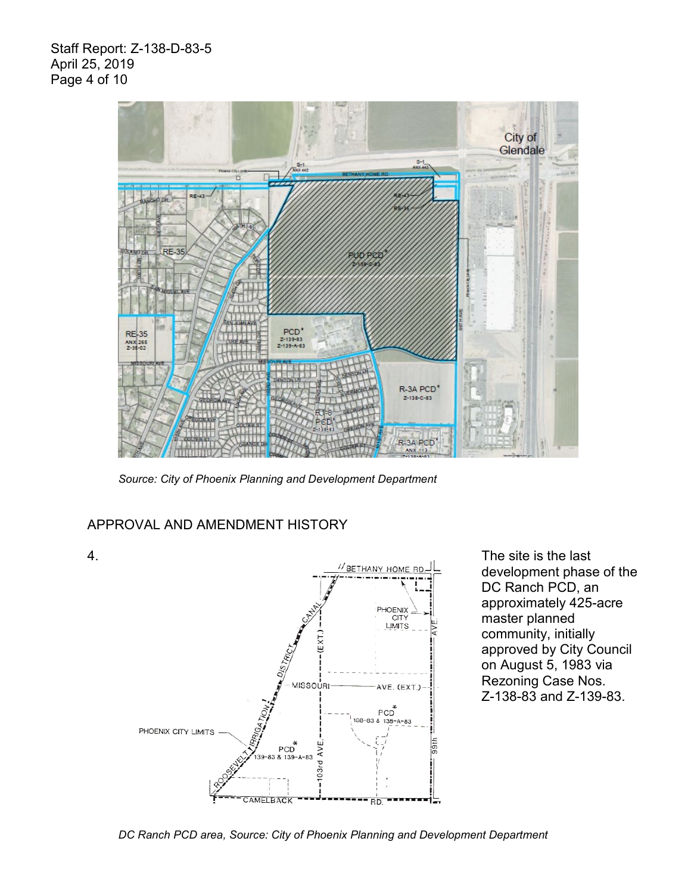*Source: City of Phoenix Planning and Development Department*

## APPROVAL AND AMENDMENT HISTORY

4. The site is the last development phase of the DC Ranch PCD, an approximately 425-acre master planned community, initially approved by City Council on August 5, 1983 via Rezoning Case Nos. Z-138-83 and Z-139-83.

*DC Ranch PCD area, Source: City of Phoenix Planning and Development Department*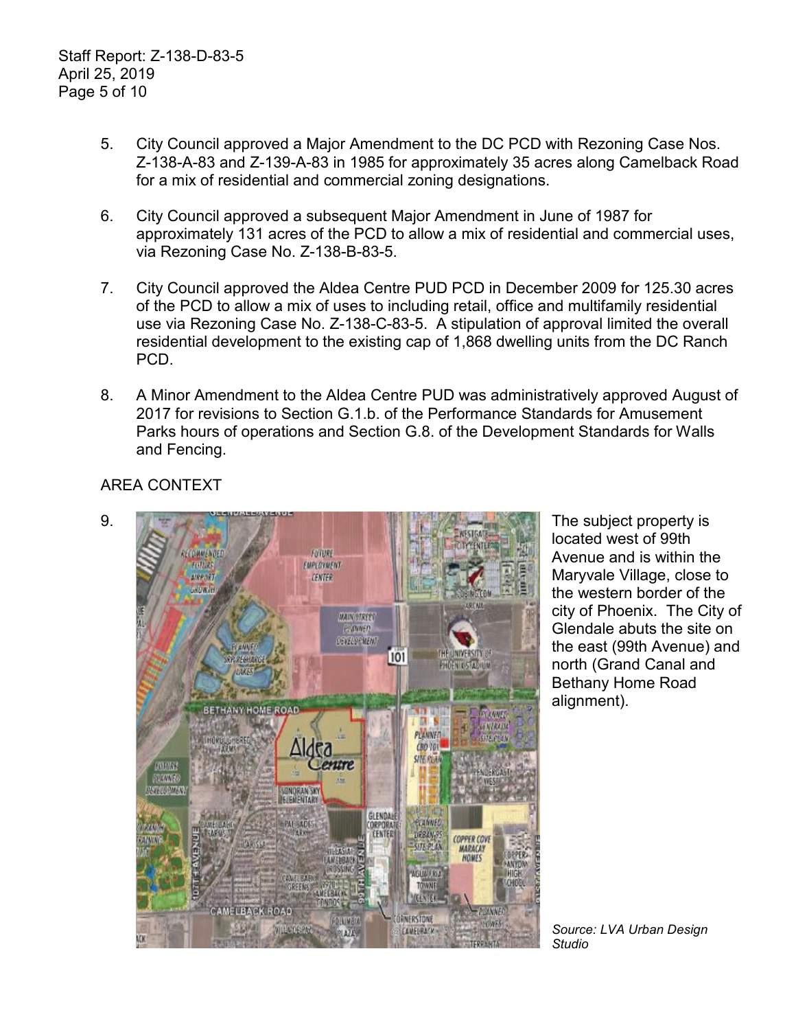5. City Council approved a Major Amendment to the DC PCD with Rezoning Case Nos. Z-138-A-83 and Z-139-A-83 in 1985 for approximately 35 acres along Camelback Road for a mix of residential and commercial zoning designations.

6. City Council approved a subsequent Major Amendment in June of 1987 for approximately 131 acres of the PCD to allow a mix of residential and commercial uses, via Rezoning Case No. Z-138-B-83-5.

7. City Council approved the Aldea Centre PUD PCD in December 2009 for 125.30 acres of the PCD to allow a mix of uses to including retail, office and multifamily residential use via Rezoning Case No. Z-138-C-83-5. A stipulation of approval limited the overall residential development to the existing cap of 1,868 dwelling units from the DC Ranch PCD.

8. A Minor Amendment to the Aldea Centre PUD was administratively approved August of 2017 for revisions to Section G.1.b. of the Performance Standards for Amusement Parks hours of operations and Section G.8. of the Development Standards for Walls and Fencing.

AREA CONTEXT

9. The subject property is located west of 99th Avenue and is within the Maryvale Village, close to the western border of the city of Phoenix. The City of Glendale abuts the site on the east (99th Avenue) and north (Grand Canal and Bethany Home Road alignment).

*Source: LVA Urban Design Studio*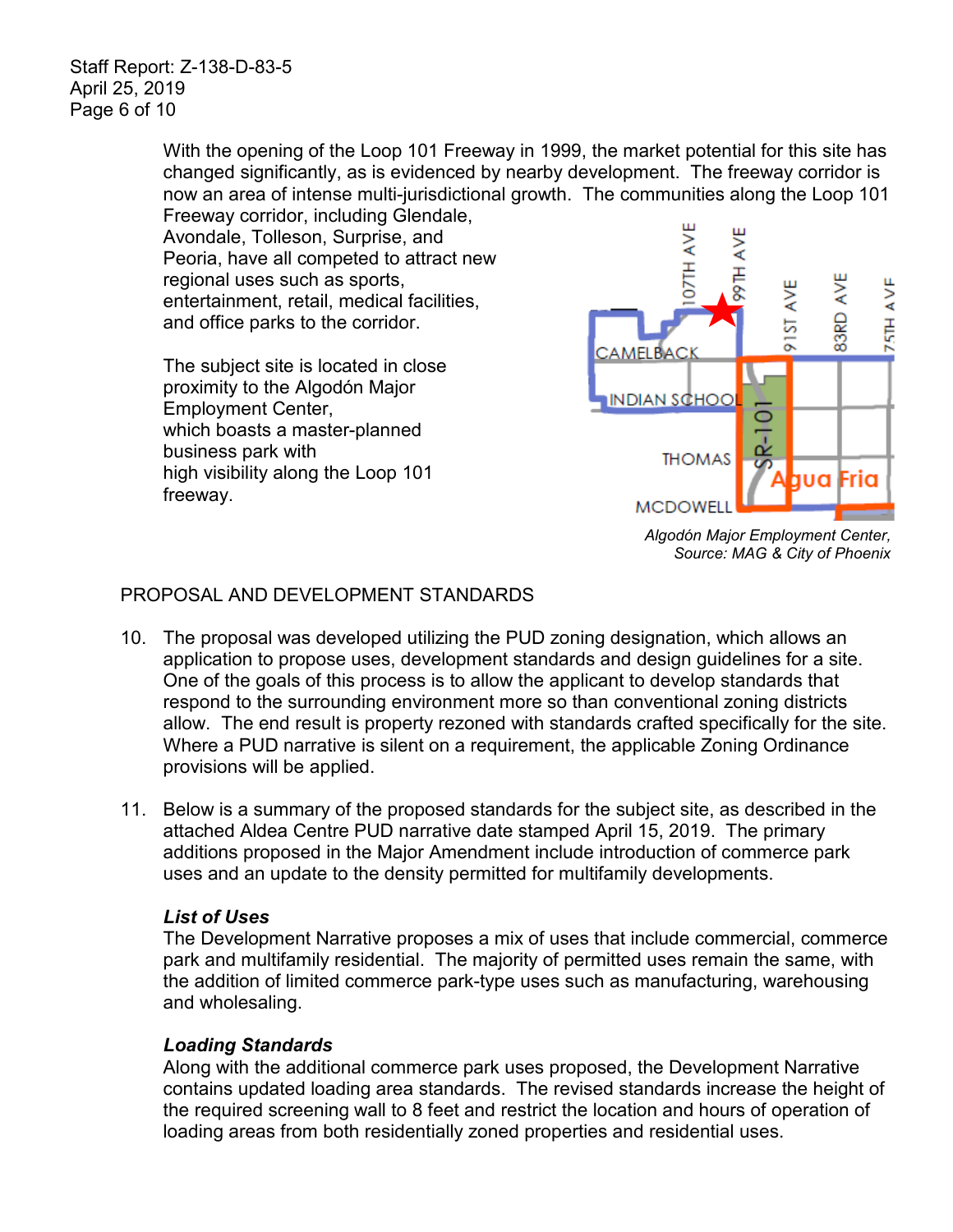With the opening of the Loop 101 Freeway in 1999, the market potential for this site has changed significantly, as is evidenced by nearby development. The freeway corridor is now an area of intense multi-jurisdictional growth. The communities along the Loop 101 Freeway corridor, including Glendale, Avondale, Tolleson, Surprise, and Peoria, have all competed to attract new regional uses such as sports, entertainment, retail, medical facilities, and office parks to the corridor.

The subject site is located in close proximity to the Algodón Major Employment Center, which boasts a master-planned business park with high visibility along the Loop 101 freeway.

*Algodón Major Employment Center, Source: MAG & City of Phoenix*

PROPOSAL AND DEVELOPMENT STANDARDS

10. The proposal was developed utilizing the PUD zoning designation, which allows an application to propose uses, development standards and design guidelines for a site. One of the goals of this process is to allow the applicant to develop standards that respond to the surrounding environment more so than conventional zoning districts allow. The end result is property rezoned with standards crafted specifically for the site. Where a PUD narrative is silent on a requirement, the applicable Zoning Ordinance provisions will be applied.

11. Below is a summary of the proposed standards for the subject site, as described in the attached Aldea Centre PUD narrative date stamped April 15, 2019. The primary additions proposed in the Major Amendment include introduction of commerce park uses and an update to the density permitted for multifamily developments.

    ***List of Uses***
    The Development Narrative proposes a mix of uses that include commercial, commerce park and multifamily residential. The majority of permitted uses remain the same, with the addition of limited commerce park-type uses such as manufacturing, warehousing and wholesaling.

    ***Loading Standards***
    Along with the additional commerce park uses proposed, the Development Narrative contains updated loading area standards. The revised standards increase the height of the required screening wall to 8 feet and restrict the location and hours of operation of loading areas from both residentially zoned properties and residential uses.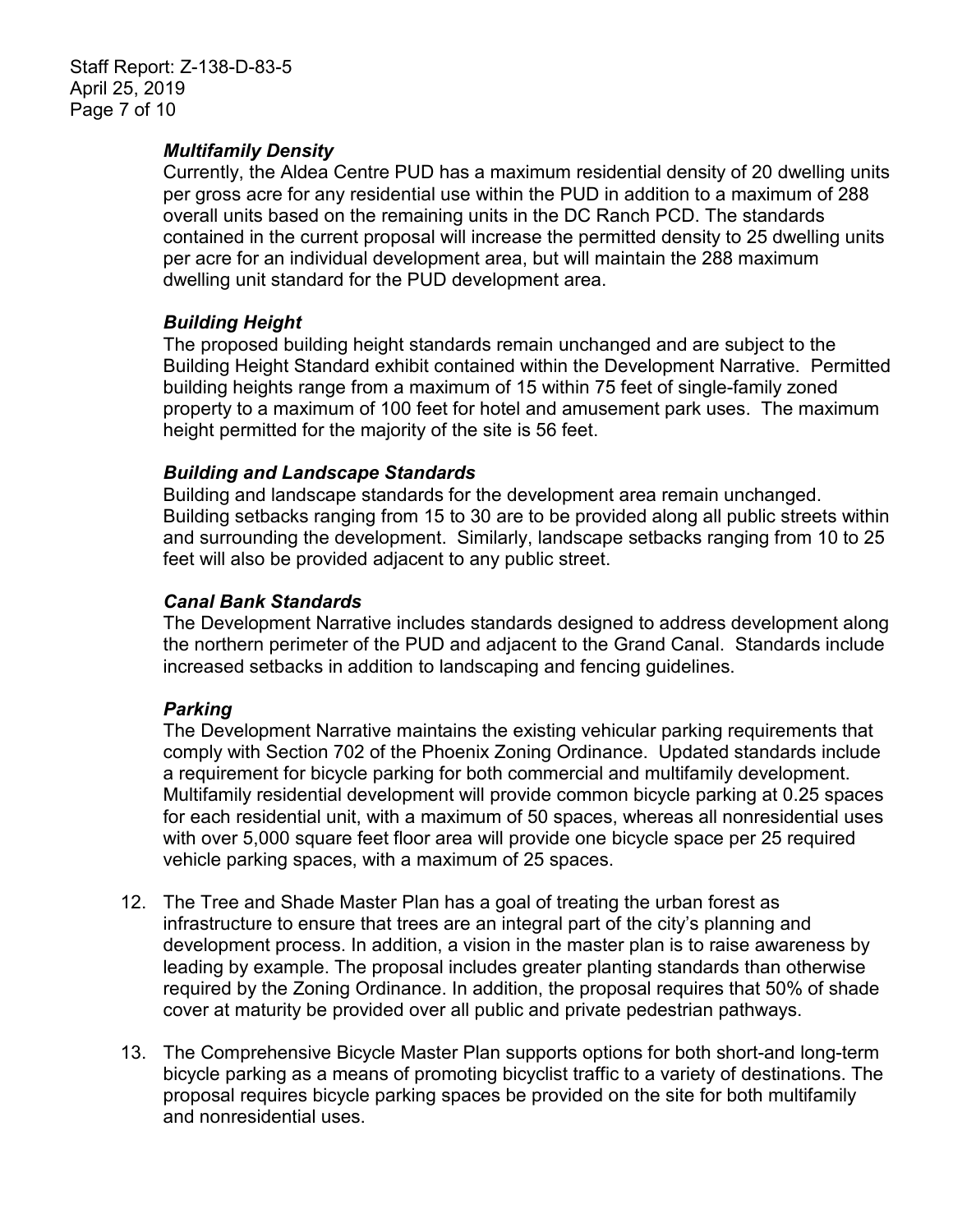***Multifamily Density***

Currently, the Aldea Centre PUD has a maximum residential density of 20 dwelling units per gross acre for any residential use within the PUD in addition to a maximum of 288 overall units based on the remaining units in the DC Ranch PCD. The standards contained in the current proposal will increase the permitted density to 25 dwelling units per acre for an individual development area, but will maintain the 288 maximum dwelling unit standard for the PUD development area.

***Building Height***

The proposed building height standards remain unchanged and are subject to the Building Height Standard exhibit contained within the Development Narrative. Permitted building heights range from a maximum of 15 within 75 feet of single-family zoned property to a maximum of 100 feet for hotel and amusement park uses. The maximum height permitted for the majority of the site is 56 feet.

***Building and Landscape Standards***

Building and landscape standards for the development area remain unchanged. Building setbacks ranging from 15 to 30 are to be provided along all public streets within and surrounding the development. Similarly, landscape setbacks ranging from 10 to 25 feet will also be provided adjacent to any public street.

***Canal Bank Standards***

The Development Narrative includes standards designed to address development along the northern perimeter of the PUD and adjacent to the Grand Canal. Standards include increased setbacks in addition to landscaping and fencing guidelines.

***Parking***

The Development Narrative maintains the existing vehicular parking requirements that comply with Section 702 of the Phoenix Zoning Ordinance. Updated standards include a requirement for bicycle parking for both commercial and multifamily development. Multifamily residential development will provide common bicycle parking at 0.25 spaces for each residential unit, with a maximum of 50 spaces, whereas all nonresidential uses with over 5,000 square feet floor area will provide one bicycle space per 25 required vehicle parking spaces, with a maximum of 25 spaces.

12. The Tree and Shade Master Plan has a goal of treating the urban forest as infrastructure to ensure that trees are an integral part of the city's planning and development process. In addition, a vision in the master plan is to raise awareness by leading by example. The proposal includes greater planting standards than otherwise required by the Zoning Ordinance. In addition, the proposal requires that 50% of shade cover at maturity be provided over all public and private pedestrian pathways.

13. The Comprehensive Bicycle Master Plan supports options for both short-and long-term bicycle parking as a means of promoting bicyclist traffic to a variety of destinations. The proposal requires bicycle parking spaces be provided on the site for both multifamily and nonresidential uses.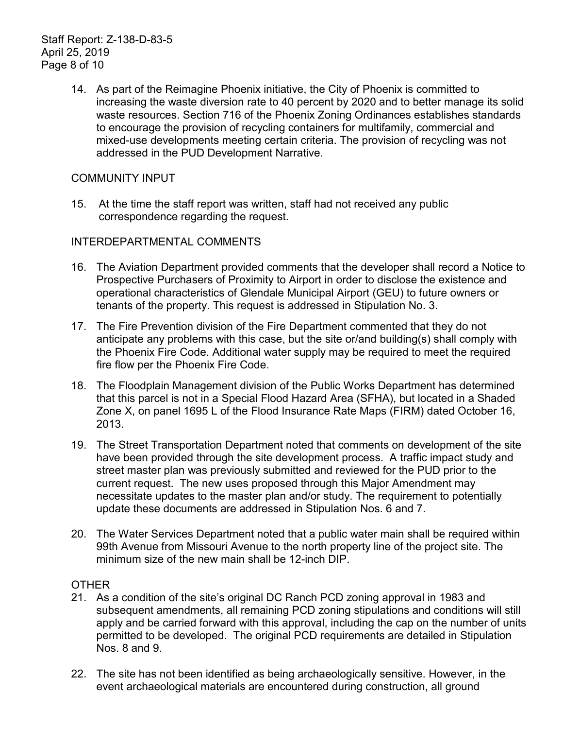14. As part of the Reimagine Phoenix initiative, the City of Phoenix is committed to increasing the waste diversion rate to 40 percent by 2020 and to better manage its solid waste resources. Section 716 of the Phoenix Zoning Ordinances establishes standards to encourage the provision of recycling containers for multifamily, commercial and mixed-use developments meeting certain criteria. The provision of recycling was not addressed in the PUD Development Narrative.

COMMUNITY INPUT

15. At the time the staff report was written, staff had not received any public correspondence regarding the request.

INTERDEPARTMENTAL COMMENTS

16. The Aviation Department provided comments that the developer shall record a Notice to Prospective Purchasers of Proximity to Airport in order to disclose the existence and operational characteristics of Glendale Municipal Airport (GEU) to future owners or tenants of the property. This request is addressed in Stipulation No. 3.

17. The Fire Prevention division of the Fire Department commented that they do not anticipate any problems with this case, but the site or/and building(s) shall comply with the Phoenix Fire Code. Additional water supply may be required to meet the required fire flow per the Phoenix Fire Code.

18. The Floodplain Management division of the Public Works Department has determined that this parcel is not in a Special Flood Hazard Area (SFHA), but located in a Shaded Zone X, on panel 1695 L of the Flood Insurance Rate Maps (FIRM) dated October 16, 2013.

19. The Street Transportation Department noted that comments on development of the site have been provided through the site development process. A traffic impact study and street master plan was previously submitted and reviewed for the PUD prior to the current request. The new uses proposed through this Major Amendment may necessitate updates to the master plan and/or study. The requirement to potentially update these documents are addressed in Stipulation Nos. 6 and 7.

20. The Water Services Department noted that a public water main shall be required within 99th Avenue from Missouri Avenue to the north property line of the project site. The minimum size of the new main shall be 12-inch DIP.

OTHER

21. As a condition of the site's original DC Ranch PCD zoning approval in 1983 and subsequent amendments, all remaining PCD zoning stipulations and conditions will still apply and be carried forward with this approval, including the cap on the number of units permitted to be developed. The original PCD requirements are detailed in Stipulation Nos. 8 and 9.

22. The site has not been identified as being archaeologically sensitive. However, in the event archaeological materials are encountered during construction, all ground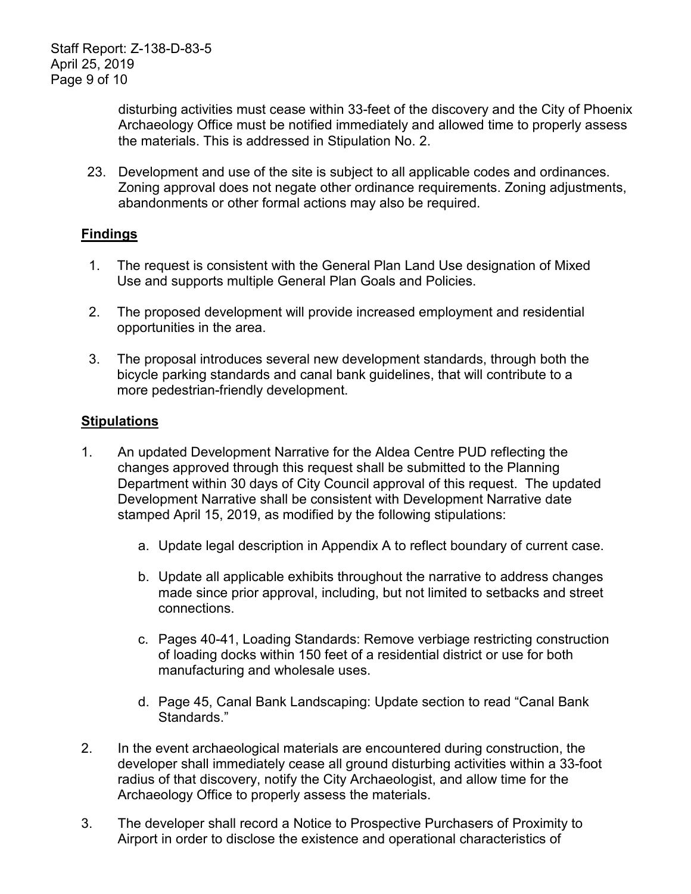disturbing activities must cease within 33-feet of the discovery and the City of Phoenix Archaeology Office must be notified immediately and allowed time to properly assess the materials. This is addressed in Stipulation No. 2.

23. Development and use of the site is subject to all applicable codes and ordinances. Zoning approval does not negate other ordinance requirements. Zoning adjustments, abandonments or other formal actions may also be required.

## Findings

1. The request is consistent with the General Plan Land Use designation of Mixed Use and supports multiple General Plan Goals and Policies.

2. The proposed development will provide increased employment and residential opportunities in the area.

3. The proposal introduces several new development standards, through both the bicycle parking standards and canal bank guidelines, that will contribute to a more pedestrian-friendly development.

## Stipulations

1. An updated Development Narrative for the Aldea Centre PUD reflecting the changes approved through this request shall be submitted to the Planning Department within 30 days of City Council approval of this request. The updated Development Narrative shall be consistent with Development Narrative date stamped April 15, 2019, as modified by the following stipulations:

    a. Update legal description in Appendix A to reflect boundary of current case.

    b. Update all applicable exhibits throughout the narrative to address changes made since prior approval, including, but not limited to setbacks and street connections.

    c. Pages 40-41, Loading Standards: Remove verbiage restricting construction of loading docks within 150 feet of a residential district or use for both manufacturing and wholesale uses.

    d. Page 45, Canal Bank Landscaping: Update section to read "Canal Bank Standards."

2. In the event archaeological materials are encountered during construction, the developer shall immediately cease all ground disturbing activities within a 33-foot radius of that discovery, notify the City Archaeologist, and allow time for the Archaeology Office to properly assess the materials.

3. The developer shall record a Notice to Prospective Purchasers of Proximity to Airport in order to disclose the existence and operational characteristics of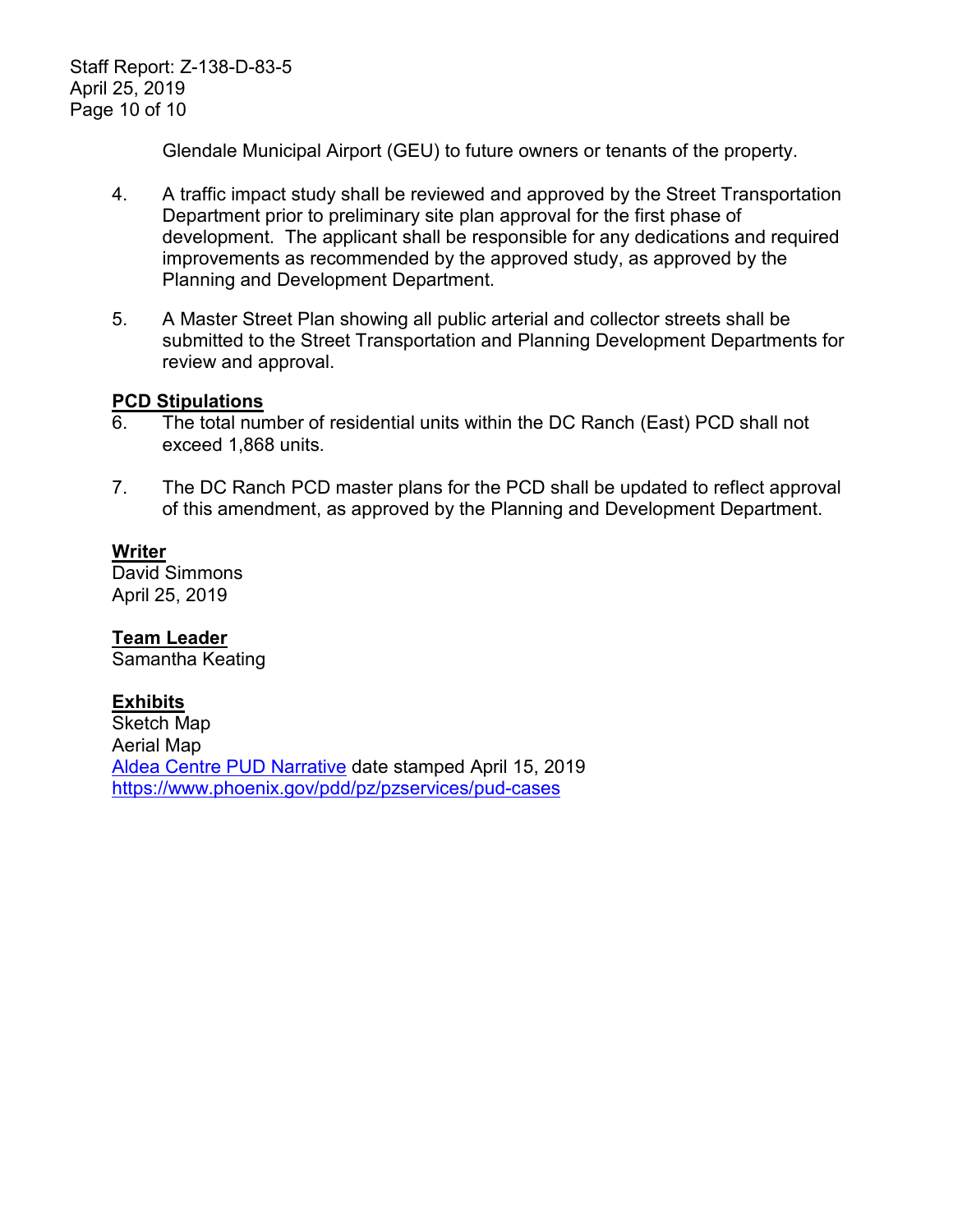Glendale Municipal Airport (GEU) to future owners or tenants of the property.

4. A traffic impact study shall be reviewed and approved by the Street Transportation Department prior to preliminary site plan approval for the first phase of development. The applicant shall be responsible for any dedications and required improvements as recommended by the approved study, as approved by the Planning and Development Department.

5. A Master Street Plan showing all public arterial and collector streets shall be submitted to the Street Transportation and Planning Development Departments for review and approval.

**PCD Stipulations**

6. The total number of residential units within the DC Ranch (East) PCD shall not exceed 1,868 units.

7. The DC Ranch PCD master plans for the PCD shall be updated to reflect approval of this amendment, as approved by the Planning and Development Department.

**Writer**

David Simmons
April 25, 2019

**Team Leader**

Samantha Keating

**Exhibits**

Sketch Map
Aerial Map
Aldea Centre PUD Narrative date stamped April 15, 2019
https://www.phoenix.gov/pdd/pz/pzservices/pud-cases